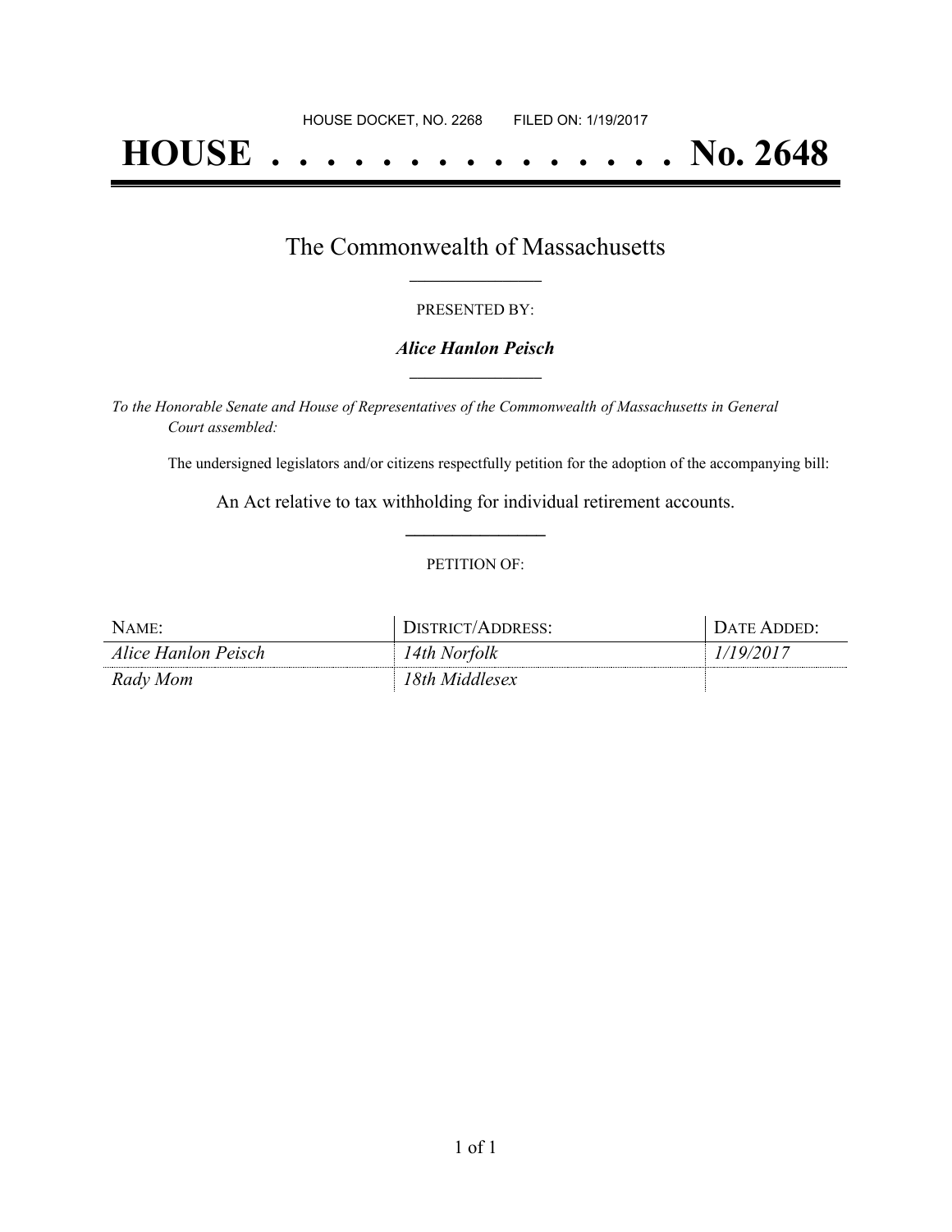HOUSE DOCKET, NO. 2268 FILED ON: 1/19/2017

# HOUSE . . . . . . . . . . . . . . . No. 2648

## The Commonwealth of Massachusetts

PRESENTED BY:

***Alice Hanlon Peisch***

*To the Honorable Senate and House of Representatives of the Commonwealth of Massachusetts in General Court assembled:*

The undersigned legislators and/or citizens respectfully petition for the adoption of the accompanying bill:

An Act relative to tax withholding for individual retirement accounts.

PETITION OF:

| NAME: | DISTRICT/ADDRESS: | DATE ADDED: |
|---|---|---|
| *Alice Hanlon Peisch* | *14th Norfolk* | *1/19/2017* |
| *Rady Mom* | *18th Middlesex* | |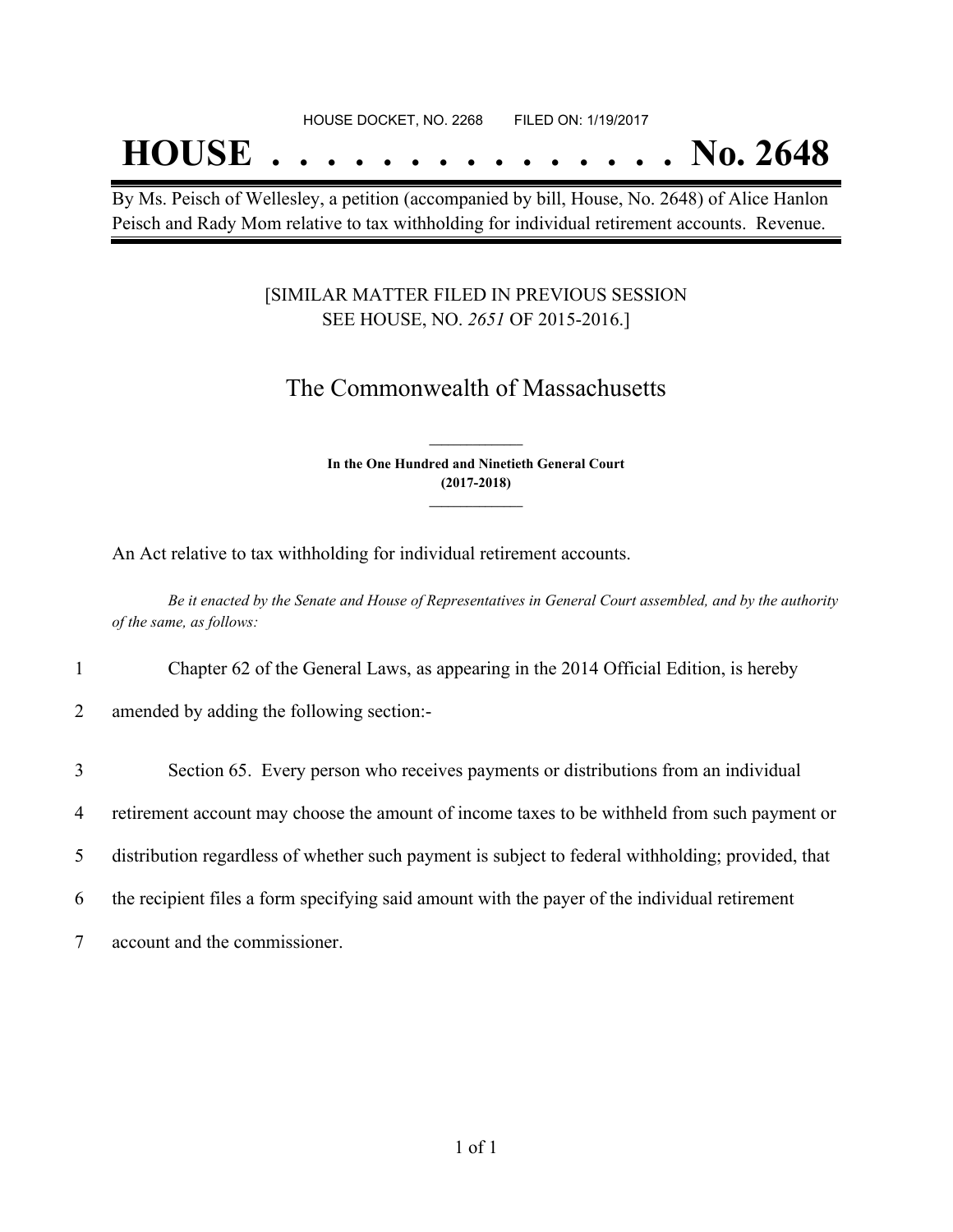HOUSE DOCKET, NO. 2268 FILED ON: 1/19/2017

# HOUSE . . . . . . . . . . . . . . . No. 2648

By Ms. Peisch of Wellesley, a petition (accompanied by bill, House, No. 2648) of Alice Hanlon Peisch and Rady Mom relative to tax withholding for individual retirement accounts. Revenue.

[SIMILAR MATTER FILED IN PREVIOUS SESSION SEE HOUSE, NO. *2651* OF 2015-2016.]

## The Commonwealth of Massachusetts

**In the One Hundred and Ninetieth General Court (2017-2018)**

An Act relative to tax withholding for individual retirement accounts.

*Be it enacted by the Senate and House of Representatives in General Court assembled, and by the authority of the same, as follows:*

1 Chapter 62 of the General Laws, as appearing in the 2014 Official Edition, is hereby
2 amended by adding the following section:-

3 Section 65. Every person who receives payments or distributions from an individual
4 retirement account may choose the amount of income taxes to be withheld from such payment or
5 distribution regardless of whether such payment is subject to federal withholding; provided, that
6 the recipient files a form specifying said amount with the payer of the individual retirement
7 account and the commissioner.